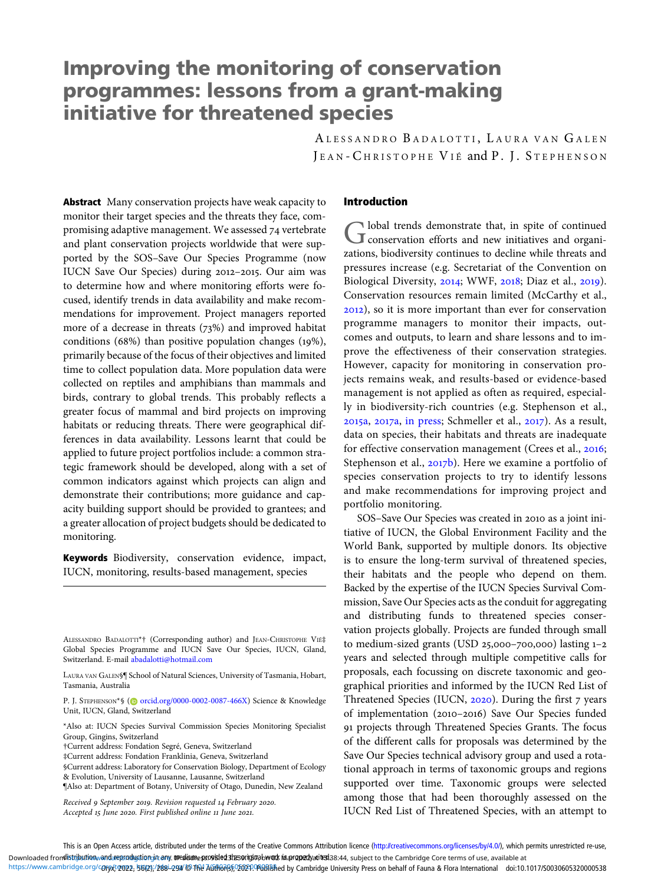# Improving the monitoring of conservation programmes: lessons from a grant-making initiative for threatened species

ALESSANDRO BADALOTTI, LAURA VAN GALEN
JEAN-CHRISTOPHE VIÉ and P. J. STEPHENSON

**Abstract** Many conservation projects have weak capacity to monitor their target species and the threats they face, compromising adaptive management. We assessed 74 vertebrate and plant conservation projects worldwide that were supported by the SOS–Save Our Species Programme (now IUCN Save Our Species) during 2012–2015. Our aim was to determine how and where monitoring efforts were focused, identify trends in data availability and make recommendations for improvement. Project managers reported more of a decrease in threats (73%) and improved habitat conditions (68%) than positive population changes (19%), primarily because of the focus of their objectives and limited time to collect population data. More population data were collected on reptiles and amphibians than mammals and birds, contrary to global trends. This probably reflects a greater focus of mammal and bird projects on improving habitats or reducing threats. There were geographical differences in data availability. Lessons learnt that could be applied to future project portfolios include: a common strategic framework should be developed, along with a set of common indicators against which projects can align and demonstrate their contributions; more guidance and capacity building support should be provided to grantees; and a greater allocation of project budgets should be dedicated to monitoring.

**Keywords** Biodiversity, conservation evidence, impact, IUCN, monitoring, results-based management, species

ALESSANDRO BADALOTTI*† (Corresponding author) and JEAN-CHRISTOPHE VIÉ‡ Global Species Programme and IUCN Save Our Species, IUCN, Gland, Switzerland. E-mail abadalotti@hotmail.com

LAURA VAN GALEN§¶ School of Natural Sciences, University of Tasmania, Hobart, Tasmania, Australia

P. J. STEPHENSON*§ (orcid.org/0000-0002-0087-466X) Science & Knowledge Unit, IUCN, Gland, Switzerland

*Also at: IUCN Species Survival Commission Species Monitoring Specialist Group, Gingins, Switzerland
†Current address: Fondation Segré, Geneva, Switzerland
‡Current address: Fondation Franklinia, Geneva, Switzerland
§Current address: Laboratory for Conservation Biology, Department of Ecology & Evolution, University of Lausanne, Lausanne, Switzerland
¶Also at: Department of Botany, University of Otago, Dunedin, New Zealand

*Received 9 September 2019. Revision requested 14 February 2020. Accepted 15 June 2020. First published online 11 June 2021.*

## Introduction

Global trends demonstrate that, in spite of continued conservation efforts and new initiatives and organizations, biodiversity continues to decline while threats and pressures increase (e.g. Secretariat of the Convention on Biological Diversity, 2014; WWF, 2018; Diaz et al., 2019). Conservation resources remain limited (McCarthy et al., 2012), so it is more important than ever for conservation programme managers to monitor their impacts, outcomes and outputs, to learn and share lessons and to improve the effectiveness of their conservation strategies. However, capacity for monitoring in conservation projects remains weak, and results-based or evidence-based management is not applied as often as required, especially in biodiversity-rich countries (e.g. Stephenson et al., 2015a, 2017a, in press; Schmeller et al., 2017). As a result, data on species, their habitats and threats are inadequate for effective conservation management (Crees et al., 2016; Stephenson et al., 2017b). Here we examine a portfolio of species conservation projects to try to identify lessons and make recommendations for improving project and portfolio monitoring.

SOS–Save Our Species was created in 2010 as a joint initiative of IUCN, the Global Environment Facility and the World Bank, supported by multiple donors. Its objective is to ensure the long-term survival of threatened species, their habitats and the people who depend on them. Backed by the expertise of the IUCN Species Survival Commission, Save Our Species acts as the conduit for aggregating and distributing funds to threatened species conservation projects globally. Projects are funded through small to medium-sized grants (USD 25,000–700,000) lasting 1–2 years and selected through multiple competitive calls for proposals, each focussing on discrete taxonomic and geographical priorities and informed by the IUCN Red List of Threatened Species (IUCN, 2020). During the first 7 years of implementation (2010–2016) Save Our Species funded 91 projects through Threatened Species Grants. The focus of the different calls for proposals was determined by the Save Our Species technical advisory group and used a rotational approach in terms of taxonomic groups and regions supported over time. Taxonomic groups were selected among those that had been thoroughly assessed on the IUCN Red List of Threatened Species, with an attempt to

This is an Open Access article, distributed under the terms of the Creative Commons Attribution licence (http://creativecommons.org/licenses/by/4.0/), which permits unrestricted re-use, distribution, and reproduction in any medium, provided the original work is properly cited.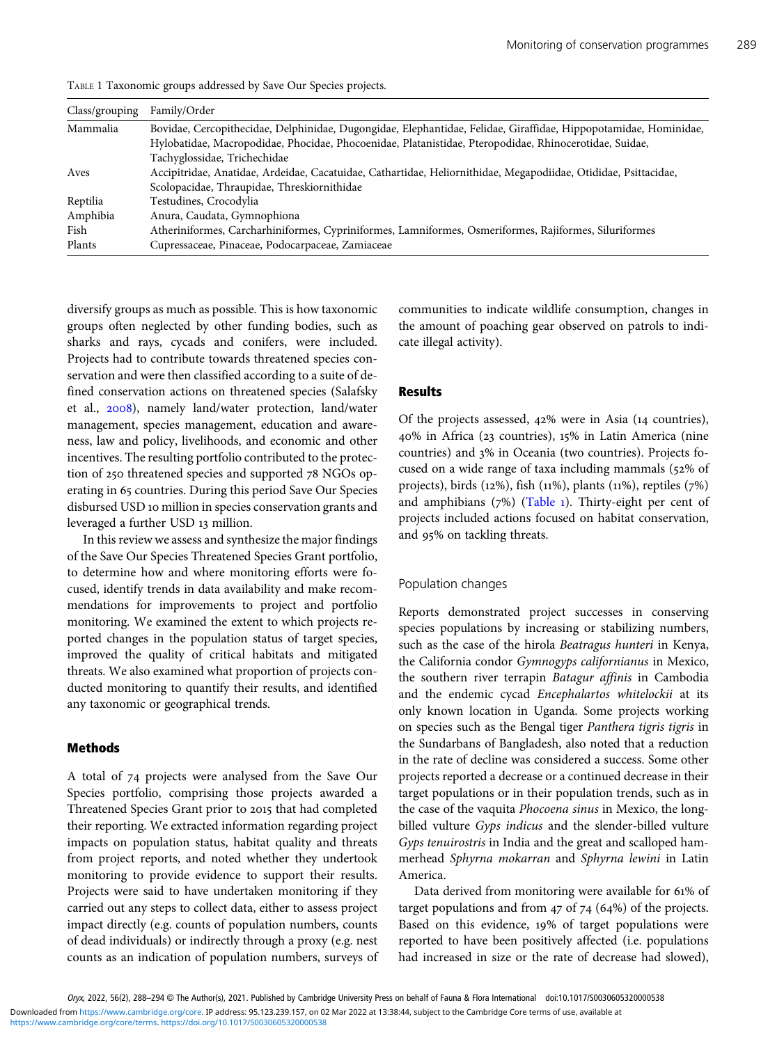Table 1 Taxonomic groups addressed by Save Our Species projects.

| Class/grouping | Family/Order |
|---|---|
| Mammalia | Bovidae, Cercopithecidae, Delphinidae, Dugongidae, Elephantidae, Felidae, Giraffidae, Hippopotamidae, Hominidae, Hylobatidae, Macropodidae, Phocidae, Phocoenidae, Platanistidae, Pteropodidae, Rhinocerotidae, Suidae, Tachyglossidae, Trichechidae |
| Aves | Accipitridae, Anatidae, Ardeidae, Cacatuidae, Cathartidae, Heliornithidae, Megapodiidae, Otididae, Psittacidae, Scolopacidae, Thraupidae, Threskiornithidae |
| Reptilia | Testudines, Crocodylia |
| Amphibia | Anura, Caudata, Gymnophiona |
| Fish | Atheriniformes, Carcharhiniformes, Cypriniformes, Lamniformes, Osmeriformes, Rajiformes, Siluriformes |
| Plants | Cupressaceae, Pinaceae, Podocarpaceae, Zamiaceae |

diversify groups as much as possible. This is how taxonomic groups often neglected by other funding bodies, such as sharks and rays, cycads and conifers, were included. Projects had to contribute towards threatened species conservation and were then classified according to a suite of defined conservation actions on threatened species (Salafsky et al., 2008), namely land/water protection, land/water management, species management, education and awareness, law and policy, livelihoods, and economic and other incentives. The resulting portfolio contributed to the protection of 250 threatened species and supported 78 NGOs operating in 65 countries. During this period Save Our Species disbursed USD 10 million in species conservation grants and leveraged a further USD 13 million.

In this review we assess and synthesize the major findings of the Save Our Species Threatened Species Grant portfolio, to determine how and where monitoring efforts were focused, identify trends in data availability and make recommendations for improvements to project and portfolio monitoring. We examined the extent to which projects reported changes in the population status of target species, improved the quality of critical habitats and mitigated threats. We also examined what proportion of projects conducted monitoring to quantify their results, and identified any taxonomic or geographical trends.

## Methods

A total of 74 projects were analysed from the Save Our Species portfolio, comprising those projects awarded a Threatened Species Grant prior to 2015 that had completed their reporting. We extracted information regarding project impacts on population status, habitat quality and threats from project reports, and noted whether they undertook monitoring to provide evidence to support their results. Projects were said to have undertaken monitoring if they carried out any steps to collect data, either to assess project impact directly (e.g. counts of population numbers, counts of dead individuals) or indirectly through a proxy (e.g. nest counts as an indication of population numbers, surveys of communities to indicate wildlife consumption, changes in the amount of poaching gear observed on patrols to indicate illegal activity).

## Results

Of the projects assessed, 42% were in Asia (14 countries), 40% in Africa (23 countries), 15% in Latin America (nine countries) and 3% in Oceania (two countries). Projects focused on a wide range of taxa including mammals (52% of projects), birds (12%), fish (11%), plants (11%), reptiles (7%) and amphibians (7%) (Table 1). Thirty-eight per cent of projects included actions focused on habitat conservation, and 95% on tackling threats.

### Population changes

Reports demonstrated project successes in conserving species populations by increasing or stabilizing numbers, such as the case of the hirola *Beatragus hunteri* in Kenya, the California condor *Gymnogyps californianus* in Mexico, the southern river terrapin *Batagur affinis* in Cambodia and the endemic cycad *Encephalartos whitelockii* at its only known location in Uganda. Some projects working on species such as the Bengal tiger *Panthera tigris tigris* in the Sundarbans of Bangladesh, also noted that a reduction in the rate of decline was considered a success. Some other projects reported a decrease or a continued decrease in their target populations or in their population trends, such as in the case of the vaquita *Phocoena sinus* in Mexico, the long-billed vulture *Gyps indicus* and the slender-billed vulture *Gyps tenuirostris* in India and the great and scalloped hammerhead *Sphyrna mokarran* and *Sphyrna lewini* in Latin America.

Data derived from monitoring were available for 61% of target populations and from 47 of 74 (64%) of the projects. Based on this evidence, 19% of target populations were reported to have been positively affected (i.e. populations had increased in size or the rate of decrease had slowed),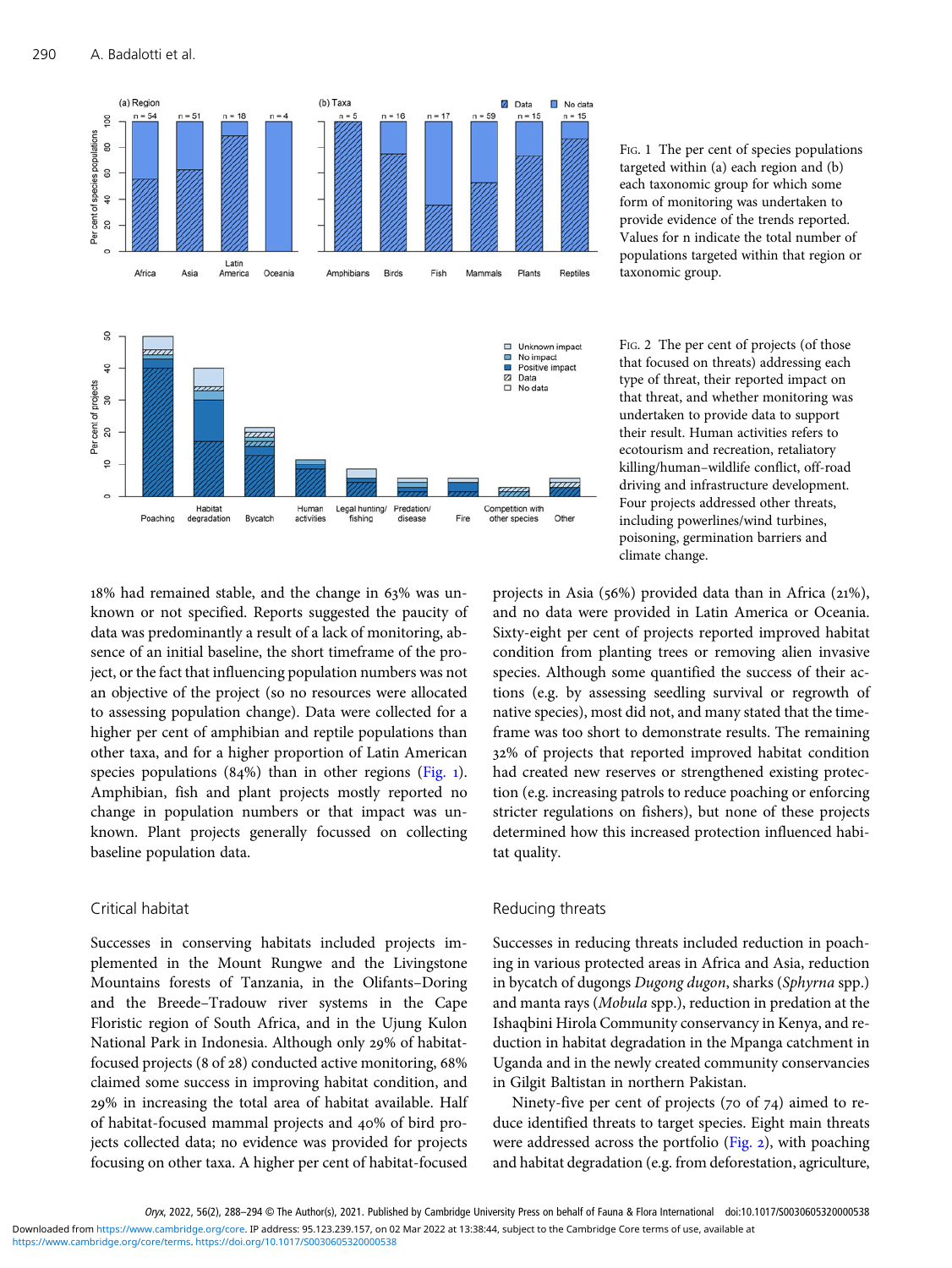Fig. 1 The per cent of species populations targeted within (a) each region and (b) each taxonomic group for which some form of monitoring was undertaken to provide evidence of the trends reported. Values for n indicate the total number of populations targeted within that region or taxonomic group.

Fig. 2 The per cent of projects (of those that focused on threats) addressing each type of threat, their reported impact on that threat, and whether monitoring was undertaken to provide data to support their result. Human activities refers to ecotourism and recreation, retaliatory killing/human–wildlife conflict, off-road driving and infrastructure development. Four projects addressed other threats, including powerlines/wind turbines, poisoning, germination barriers and climate change.

18% had remained stable, and the change in 63% was unknown or not specified. Reports suggested the paucity of data was predominantly a result of a lack of monitoring, absence of an initial baseline, the short timeframe of the project, or the fact that influencing population numbers was not an objective of the project (so no resources were allocated to assessing population change). Data were collected for a higher per cent of amphibian and reptile populations than other taxa, and for a higher proportion of Latin American species populations (84%) than in other regions (Fig. 1). Amphibian, fish and plant projects mostly reported no change in population numbers or that impact was unknown. Plant projects generally focussed on collecting baseline population data.

## Critical habitat

Successes in conserving habitats included projects implemented in the Mount Rungwe and the Livingstone Mountains forests of Tanzania, in the Olifants–Doring and the Breede–Tradouw river systems in the Cape Floristic region of South Africa, and in the Ujung Kulon National Park in Indonesia. Although only 29% of habitat-focused projects (8 of 28) conducted active monitoring, 68% claimed some success in improving habitat condition, and 29% in increasing the total area of habitat available. Half of habitat-focused mammal projects and 40% of bird projects collected data; no evidence was provided for projects focusing on other taxa. A higher per cent of habitat-focused projects in Asia (56%) provided data than in Africa (21%), and no data were provided in Latin America or Oceania. Sixty-eight per cent of projects reported improved habitat condition from planting trees or removing alien invasive species. Although some quantified the success of their actions (e.g. by assessing seedling survival or regrowth of native species), most did not, and many stated that the timeframe was too short to demonstrate results. The remaining 32% of projects that reported improved habitat condition had created new reserves or strengthened existing protection (e.g. increasing patrols to reduce poaching or enforcing stricter regulations on fishers), but none of these projects determined how this increased protection influenced habitat quality.

## Reducing threats

Successes in reducing threats included reduction in poaching in various protected areas in Africa and Asia, reduction in bycatch of dugongs *Dugong dugon*, sharks (*Sphyrna* spp.) and manta rays (*Mobula* spp.), reduction in predation at the Ishaqbini Hirola Community conservancy in Kenya, and reduction in habitat degradation in the Mpanga catchment in Uganda and in the newly created community conservancies in Gilgit Baltistan in northern Pakistan.

Ninety-five per cent of projects (70 of 74) aimed to reduce identified threats to target species. Eight main threats were addressed across the portfolio (Fig. 2), with poaching and habitat degradation (e.g. from deforestation, agriculture,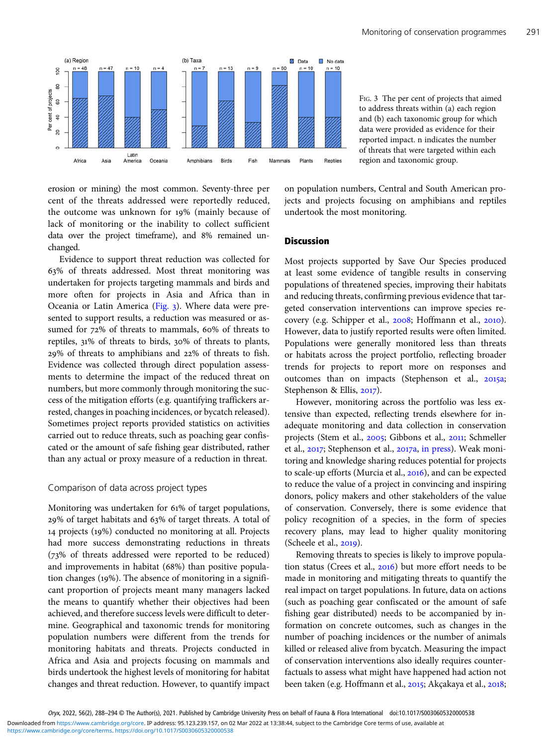Fig. 3 The per cent of projects that aimed to address threats within (a) each region and (b) each taxonomic group for which data were provided as evidence for their reported impact. n indicates the number of threats that were targeted within each region and taxonomic group.

erosion or mining) the most common. Seventy-three per cent of the threats addressed were reportedly reduced, the outcome was unknown for 19% (mainly because of lack of monitoring or the inability to collect sufficient data over the project timeframe), and 8% remained unchanged.

Evidence to support threat reduction was collected for 63% of threats addressed. Most threat monitoring was undertaken for projects targeting mammals and birds and more often for projects in Asia and Africa than in Oceania or Latin America (Fig. 3). Where data were presented to support results, a reduction was measured or assumed for 72% of threats to mammals, 60% of threats to reptiles, 31% of threats to birds, 30% of threats to plants, 29% of threats to amphibians and 22% of threats to fish. Evidence was collected through direct population assessments to determine the impact of the reduced threat on numbers, but more commonly through monitoring the success of the mitigation efforts (e.g. quantifying traffickers arrested, changes in poaching incidences, or bycatch released). Sometimes project reports provided statistics on activities carried out to reduce threats, such as poaching gear confiscated or the amount of safe fishing gear distributed, rather than any actual or proxy measure of a reduction in threat.

### Comparison of data across project types

Monitoring was undertaken for 61% of target populations, 29% of target habitats and 63% of target threats. A total of 14 projects (19%) conducted no monitoring at all. Projects had more success demonstrating reductions in threats (73% of threats addressed were reported to be reduced) and improvements in habitat (68%) than positive population changes (19%). The absence of monitoring in a significant proportion of projects meant many managers lacked the means to quantify whether their objectives had been achieved, and therefore success levels were difficult to determine. Geographical and taxonomic trends for monitoring population numbers were different from the trends for monitoring habitats and threats. Projects conducted in Africa and Asia and projects focusing on mammals and birds undertook the highest levels of monitoring for habitat changes and threat reduction. However, to quantify impact on population numbers, Central and South American projects and projects focusing on amphibians and reptiles undertook the most monitoring.

## Discussion

Most projects supported by Save Our Species produced at least some evidence of tangible results in conserving populations of threatened species, improving their habitats and reducing threats, confirming previous evidence that targeted conservation interventions can improve species recovery (e.g. Schipper et al., 2008; Hoffmann et al., 2010). However, data to justify reported results were often limited. Populations were generally monitored less than threats or habitats across the project portfolio, reflecting broader trends for projects to report more on responses and outcomes than on impacts (Stephenson et al., 2015a; Stephenson & Ellis, 2017).

However, monitoring across the portfolio was less extensive than expected, reflecting trends elsewhere for inadequate monitoring and data collection in conservation projects (Stem et al., 2005; Gibbons et al., 2011; Schmeller et al., 2017; Stephenson et al., 2017a, in press). Weak monitoring and knowledge sharing reduces potential for projects to scale-up efforts (Murcia et al., 2016), and can be expected to reduce the value of a project in convincing and inspiring donors, policy makers and other stakeholders of the value of conservation. Conversely, there is some evidence that policy recognition of a species, in the form of species recovery plans, may lead to higher quality monitoring (Scheele et al., 2019).

Removing threats to species is likely to improve population status (Crees et al., 2016) but more effort needs to be made in monitoring and mitigating threats to quantify the real impact on target populations. In future, data on actions (such as poaching gear confiscated or the amount of safe fishing gear distributed) needs to be accompanied by information on concrete outcomes, such as changes in the number of poaching incidences or the number of animals killed or released alive from bycatch. Measuring the impact of conservation interventions also ideally requires counterfactuals to assess what might have happened had action not been taken (e.g. Hoffmann et al., 2015; Akçakaya et al., 2018;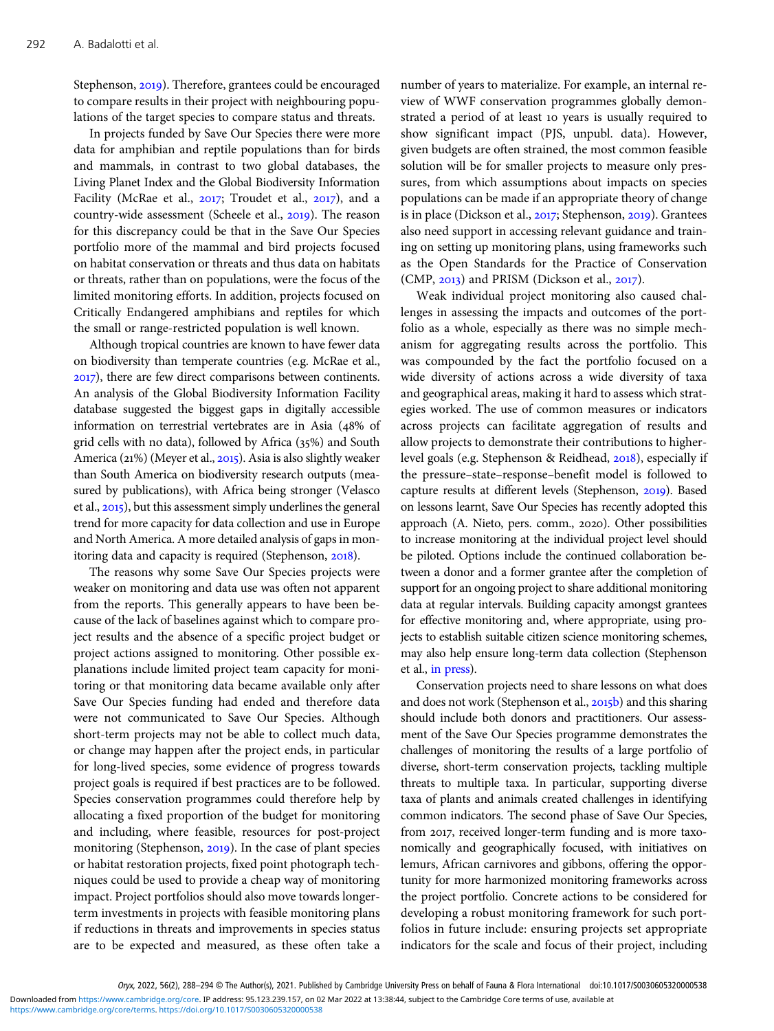Stephenson, 2019). Therefore, grantees could be encouraged to compare results in their project with neighbouring populations of the target species to compare status and threats.

In projects funded by Save Our Species there were more data for amphibian and reptile populations than for birds and mammals, in contrast to two global databases, the Living Planet Index and the Global Biodiversity Information Facility (McRae et al., 2017; Troudet et al., 2017), and a country-wide assessment (Scheele et al., 2019). The reason for this discrepancy could be that in the Save Our Species portfolio more of the mammal and bird projects focused on habitat conservation or threats and thus data on habitats or threats, rather than on populations, were the focus of the limited monitoring efforts. In addition, projects focused on Critically Endangered amphibians and reptiles for which the small or range-restricted population is well known.

Although tropical countries are known to have fewer data on biodiversity than temperate countries (e.g. McRae et al., 2017), there are few direct comparisons between continents. An analysis of the Global Biodiversity Information Facility database suggested the biggest gaps in digitally accessible information on terrestrial vertebrates are in Asia (48% of grid cells with no data), followed by Africa (35%) and South America (21%) (Meyer et al., 2015). Asia is also slightly weaker than South America on biodiversity research outputs (measured by publications), with Africa being stronger (Velasco et al., 2015), but this assessment simply underlines the general trend for more capacity for data collection and use in Europe and North America. A more detailed analysis of gaps in monitoring data and capacity is required (Stephenson, 2018).

The reasons why some Save Our Species projects were weaker on monitoring and data use was often not apparent from the reports. This generally appears to have been because of the lack of baselines against which to compare project results and the absence of a specific project budget or project actions assigned to monitoring. Other possible explanations include limited project team capacity for monitoring or that monitoring data became available only after Save Our Species funding had ended and therefore data were not communicated to Save Our Species. Although short-term projects may not be able to collect much data, or change may happen after the project ends, in particular for long-lived species, some evidence of progress towards project goals is required if best practices are to be followed. Species conservation programmes could therefore help by allocating a fixed proportion of the budget for monitoring and including, where feasible, resources for post-project monitoring (Stephenson, 2019). In the case of plant species or habitat restoration projects, fixed point photograph techniques could be used to provide a cheap way of monitoring impact. Project portfolios should also move towards longer-term investments in projects with feasible monitoring plans if reductions in threats and improvements in species status are to be expected and measured, as these often take a number of years to materialize. For example, an internal review of WWF conservation programmes globally demonstrated a period of at least 10 years is usually required to show significant impact (PJS, unpubl. data). However, given budgets are often strained, the most common feasible solution will be for smaller projects to measure only pressures, from which assumptions about impacts on species populations can be made if an appropriate theory of change is in place (Dickson et al., 2017; Stephenson, 2019). Grantees also need support in accessing relevant guidance and training on setting up monitoring plans, using frameworks such as the Open Standards for the Practice of Conservation (CMP, 2013) and PRISM (Dickson et al., 2017).

Weak individual project monitoring also caused challenges in assessing the impacts and outcomes of the portfolio as a whole, especially as there was no simple mechanism for aggregating results across the portfolio. This was compounded by the fact the portfolio focused on a wide diversity of actions across a wide diversity of taxa and geographical areas, making it hard to assess which strategies worked. The use of common measures or indicators across projects can facilitate aggregation of results and allow projects to demonstrate their contributions to higher-level goals (e.g. Stephenson & Reidhead, 2018), especially if the pressure–state–response–benefit model is followed to capture results at different levels (Stephenson, 2019). Based on lessons learnt, Save Our Species has recently adopted this approach (A. Nieto, pers. comm., 2020). Other possibilities to increase monitoring at the individual project level should be piloted. Options include the continued collaboration between a donor and a former grantee after the completion of support for an ongoing project to share additional monitoring data at regular intervals. Building capacity amongst grantees for effective monitoring and, where appropriate, using projects to establish suitable citizen science monitoring schemes, may also help ensure long-term data collection (Stephenson et al., in press).

Conservation projects need to share lessons on what does and does not work (Stephenson et al., 2015b) and this sharing should include both donors and practitioners. Our assessment of the Save Our Species programme demonstrates the challenges of monitoring the results of a large portfolio of diverse, short-term conservation projects, tackling multiple threats to multiple taxa. In particular, supporting diverse taxa of plants and animals created challenges in identifying common indicators. The second phase of Save Our Species, from 2017, received longer-term funding and is more taxonomically and geographically focused, with initiatives on lemurs, African carnivores and gibbons, offering the opportunity for more harmonized monitoring frameworks across the project portfolio. Concrete actions to be considered for developing a robust monitoring framework for such portfolios in future include: ensuring projects set appropriate indicators for the scale and focus of their project, including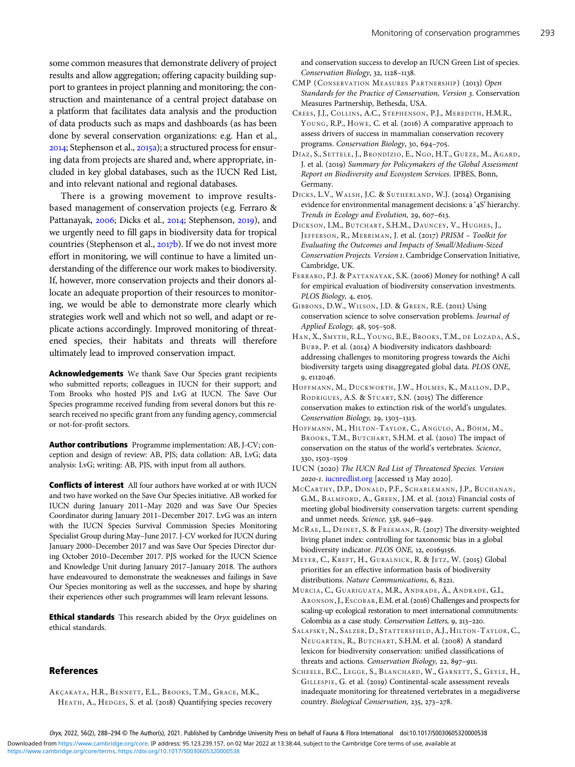some common measures that demonstrate delivery of project results and allow aggregation; offering capacity building support to grantees in project planning and monitoring; the construction and maintenance of a central project database on a platform that facilitates data analysis and the production of data products such as maps and dashboards (as has been done by several conservation organizations: e.g. Han et al., 2014; Stephenson et al., 2015a); a structured process for ensuring data from projects are shared and, where appropriate, included in key global databases, such as the IUCN Red List, and into relevant national and regional databases.

There is a growing movement to improve results-based management of conservation projects (e.g. Ferraro & Pattanayak, 2006; Dicks et al., 2014; Stephenson, 2019), and we urgently need to fill gaps in biodiversity data for tropical countries (Stephenson et al., 2017b). If we do not invest more effort in monitoring, we will continue to have a limited understanding of the difference our work makes to biodiversity. If, however, more conservation projects and their donors allocate an adequate proportion of their resources to monitoring, we would be able to demonstrate more clearly which strategies work well and which not so well, and adapt or replicate actions accordingly. Improved monitoring of threatened species, their habitats and threats will therefore ultimately lead to improved conservation impact.

**Acknowledgements** We thank Save Our Species grant recipients who submitted reports; colleagues in IUCN for their support; and Tom Brooks who hosted PJS and LvG at IUCN. The Save Our Species programme received funding from several donors but this research received no specific grant from any funding agency, commercial or not-for-profit sectors.

**Author contributions** Programme implementation: AB, J-CV; conception and design of review: AB, PJS; data collation: AB, LvG; data analysis: LvG; writing: AB, PJS, with input from all authors.

**Conflicts of interest** All four authors have worked at or with IUCN and two have worked on the Save Our Species initiative. AB worked for IUCN during January 2011–May 2020 and was Save Our Species Coordinator during January 2011–December 2017. LvG was an intern with the IUCN Species Survival Commission Species Monitoring Specialist Group during May–June 2017. J-CV worked for IUCN during January 2000–December 2017 and was Save Our Species Director during October 2010–December 2017. PJS worked for the IUCN Science and Knowledge Unit during January 2017–January 2018. The authors have endeavoured to demonstrate the weaknesses and failings in Save Our Species monitoring as well as the successes, and hope by sharing their experiences other such programmes will learn relevant lessons.

**Ethical standards** This research abided by the *Oryx* guidelines on ethical standards.

## References

Akçakaya, H.R., Bennett, E.L., Brooks, T.M., Grace, M.K., Heath, A., Hedges, S. et al. (2018) Quantifying species recovery and conservation success to develop an IUCN Green List of species. *Conservation Biology*, 32, 1128–1138.

CMP (Conservation Measures Partnership) (2013) *Open Standards for the Practice of Conservation, Version 3*. Conservation Measures Partnership, Bethesda, USA.

Crees, J.J., Collins, A.C., Stephenson, P.J., Meredith, H.M.R., Young, R.P., Howe, C. et al. (2016) A comparative approach to assess drivers of success in mammalian conservation recovery programs. *Conservation Biology*, 30, 694–705.

Díaz, S., Settele, J., Brondízio, E., Ngo, H.T., Guèze, M., Agard, J. et al. (2019) *Summary for Policymakers of the Global Assessment Report on Biodiversity and Ecosystem Services*. IPBES, Bonn, Germany.

Dicks, L.V., Walsh, J.C. & Sutherland, W.J. (2014) Organising evidence for environmental management decisions: a '4S' hierarchy. *Trends in Ecology and Evolution,* 29, 607–613.

Dickson, I.M., Butchart, S.H.M., Dauncey, V., Hughes, J., Jefferson, R., Merriman, J. et al. (2017) *PRISM – Toolkit for Evaluating the Outcomes and Impacts of Small/Medium-Sized Conservation Projects. Version 1*. Cambridge Conservation Initiative, Cambridge, UK.

Ferraro, P.J. & Pattanayak, S.K. (2006) Money for nothing? A call for empirical evaluation of biodiversity conservation investments. *PLOS Biology,* 4, e105.

Gibbons, D.W., Wilson, J.D. & Green, R.E. (2011) Using conservation science to solve conservation problems. *Journal of Applied Ecology,* 48, 505–508.

Han, X., Smyth, R.L., Young, B.E., Brooks, T.M., de Lozada, A.S., Bubb, P. et al. (2014) A biodiversity indicators dashboard: addressing challenges to monitoring progress towards the Aichi biodiversity targets using disaggregated global data. *PLOS ONE*, 9, e112046.

Hoffmann, M., Duckworth, J.W., Holmes, K., Mallon, D.P., Rodrigues, A.S. & Stuart, S.N. (2015) The difference conservation makes to extinction risk of the world's ungulates. *Conservation Biology,* 29, 1303–1313.

Hoffmann, M., Hilton-Taylor, C., Angulo, A., Böhm, M., Brooks, T.M., Butchart, S.H.M. et al. (2010) The impact of conservation on the status of the world's vertebrates. *Science*, 330, 1503–1509

IUCN (2020) *The IUCN Red List of Threatened Species. Version 2020-1*. iucnredlist.org [accessed 13 May 2020].

McCarthy, D.P., Donald, P.F., Scharlemann, J.P., Buchanan, G.M., Balmford, A., Green, J.M. et al. (2012) Financial costs of meeting global biodiversity conservation targets: current spending and unmet needs. *Science,* 338, 946–949.

McRae, L., Deinet, S. & Freeman, R. (2017) The diversity-weighted living planet index: controlling for taxonomic bias in a global biodiversity indicator. *PLOS ONE,* 12, e0169156.

Meyer, C., Kreft, H., Guralnick, R. & Jetz, W. (2015) Global priorities for an effective information basis of biodiversity distributions. *Nature Communications,* 6, 8221.

Murcia, C., Guariguata, M.R., Andrade, Á., Andrade, G.I., Aronson, J., Escobar, E.M. et al. (2016) Challenges and prospects for scaling-up ecological restoration to meet international commitments: Colombia as a case study. *Conservation Letters,* 9, 213–220.

Salafsky, N., Salzer, D., Stattersfield, A.J., Hilton-Taylor, C., Neugarten, R., Butchart, S.H.M. et al. (2008) A standard lexicon for biodiversity conservation: unified classifications of threats and actions. *Conservation Biology,* 22, 897–911.

Scheele, B.C., Legge, S., Blanchard, W., Garnett, S., Geyle, H., Gillespie, G. et al. (2019) Continental-scale assessment reveals inadequate monitoring for threatened vertebrates in a megadiverse country. *Biological Conservation,* 235, 273–278.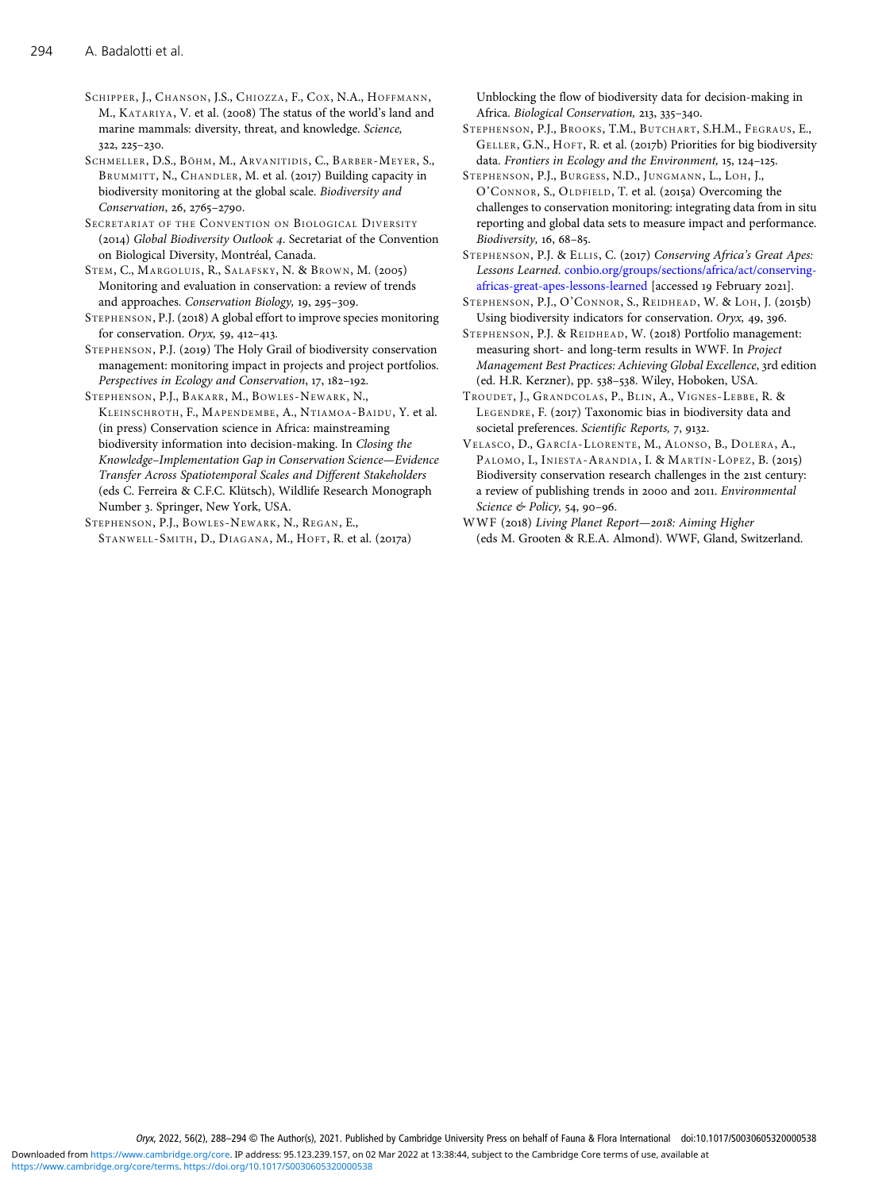Schipper, J., Chanson, J.S., Chiozza, F., Cox, N.A., Hoffmann, M., Katariya, V. et al. (2008) The status of the world's land and marine mammals: diversity, threat, and knowledge. *Science*, 322, 225–230.

Schmeller, D.S., Böhm, M., Arvanitidis, C., Barber-Meyer, S., Brummitt, N., Chandler, M. et al. (2017) Building capacity in biodiversity monitoring at the global scale. *Biodiversity and Conservation*, 26, 2765–2790.

Secretariat of the Convention on Biological Diversity (2014) *Global Biodiversity Outlook 4*. Secretariat of the Convention on Biological Diversity, Montréal, Canada.

Stem, C., Margolius, R., Salafsky, N. & Brown, M. (2005) Monitoring and evaluation in conservation: a review of trends and approaches. *Conservation Biology*, 19, 295–309.

Stephenson, P.J. (2018) A global effort to improve species monitoring for conservation. *Oryx*, 59, 412–413.

Stephenson, P.J. (2019) The Holy Grail of biodiversity conservation management: monitoring impact in projects and project portfolios. *Perspectives in Ecology and Conservation*, 17, 182–192.

Stephenson, P.J., Bakarr, M., Bowles-Newark, N., Kleinschroth, F., Mapendembe, A., Ntiamoa-Baidu, Y. et al. (in press) Conservation science in Africa: mainstreaming biodiversity information into decision-making. In *Closing the Knowledge–Implementation Gap in Conservation Science—Evidence Transfer Across Spatiotemporal Scales and Different Stakeholders* (eds C. Ferreira & C.F.C. Klütsch), Wildlife Research Monograph Number 3. Springer, New York, USA.

Stephenson, P.J., Bowles-Newark, N., Regan, E., Stanwell-Smith, D., Diagana, M., Hoft, R. et al. (2017a) Unblocking the flow of biodiversity data for decision-making in Africa. *Biological Conservation*, 213, 335–340.

Stephenson, P.J., Brooks, T.M., Butchart, S.H.M., Fegraus, E., Geller, G.N., Hoft, R. et al. (2017b) Priorities for big biodiversity data. *Frontiers in Ecology and the Environment*, 15, 124–125.

Stephenson, P.J., Burgess, N.D., Jungmann, L., Loh, J., O'Connor, S., Oldfield, T. et al. (2015a) Overcoming the challenges to conservation monitoring: integrating data from in situ reporting and global data sets to measure impact and performance. *Biodiversity*, 16, 68–85.

Stephenson, P.J. & Ellis, C. (2017) *Conserving Africa's Great Apes: Lessons Learned*. conbio.org/groups/sections/africa/act/conserving-africas-great-apes-lessons-learned [accessed 19 February 2021].

Stephenson, P.J., O'Connor, S., Reidhead, W. & Loh, J. (2015b) Using biodiversity indicators for conservation. *Oryx*, 49, 396.

Stephenson, P.J. & Reidhead, W. (2018) Portfolio management: measuring short- and long-term results in WWF. In *Project Management Best Practices: Achieving Global Excellence*, 3rd edition (ed. H.R. Kerzner), pp. 538–538. Wiley, Hoboken, USA.

Troudet, J., Grandcolas, P., Blin, A., Vignes-Lebbe, R. & Legendre, F. (2017) Taxonomic bias in biodiversity data and societal preferences. *Scientific Reports*, 7, 9132.

Velasco, D., García-Llorente, M., Alonso, B., Dolera, A., Palomo, I., Iniesta-Arandia, I. & Martín-López, B. (2015) Biodiversity conservation research challenges in the 21st century: a review of publishing trends in 2000 and 2011. *Environmental Science & Policy*, 54, 90–96.

WWF (2018) *Living Planet Report—2018: Aiming Higher* (eds M. Grooten & R.E.A. Almond). WWF, Gland, Switzerland.